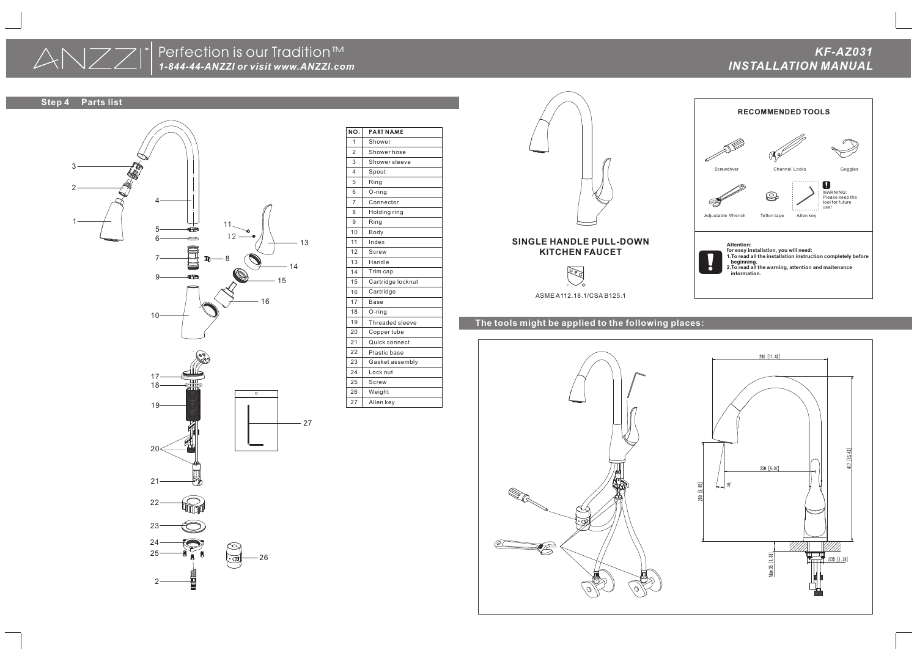# ANZZI™ Perfection is our Tradition™

*1-844-44-ANZZI or visit www.ANZZI.com*

## KF-AZ031 INSTALLATION MANUAL

### Step 4 Parts list

| NO. | PART NAME |
|---|---|
| 1 | Shower |
| 2 | Shower hose |
| 3 | Shower sleeve |
| 4 | Spout |
| 5 | Ring |
| 6 | O-ring |
| 7 | Connector |
| 8 | Holding ring |
| 9 | Ring |
| 10 | Body |
| 11 | Index |
| 12 | Screw |
| 13 | Handle |
| 14 | Trim cap |
| 15 | Cartridge locknut |
| 16 | Cartridge |
| 17 | Base |
| 18 | O-ring |
| 19 | Threaded sleeve |
| 20 | Copper tube |
| 21 | Quick connect |
| 22 | Plastic base |
| 23 | Gasket assembly |
| 24 | Lock nut |
| 25 | Screw |
| 26 | Weight |
| 27 | Allen key |

## SINGLE HANDLE PULL-DOWN KITCHEN FAUCET

ASME A112.18.1/CSA B125.1

### RECOMMENDED TOOLS

Screwdriver, Channel Locks, Goggles, Adjustable Wrench, Teflon tape, Allen key

WARNING: Please keep the tool for future use!

**Attention:**
**for easy installation, you will need:**
**1.To read all the installation instruction completely before beginning.**
**2.To read all the warning, attention and maitenance information.**

### The tools might be applied to the following places:

290 [11.42]

417 [16.43]

230 [9.07]

250 [9.85]

10°

Max 35 [1.38]

Ø35 [1.38]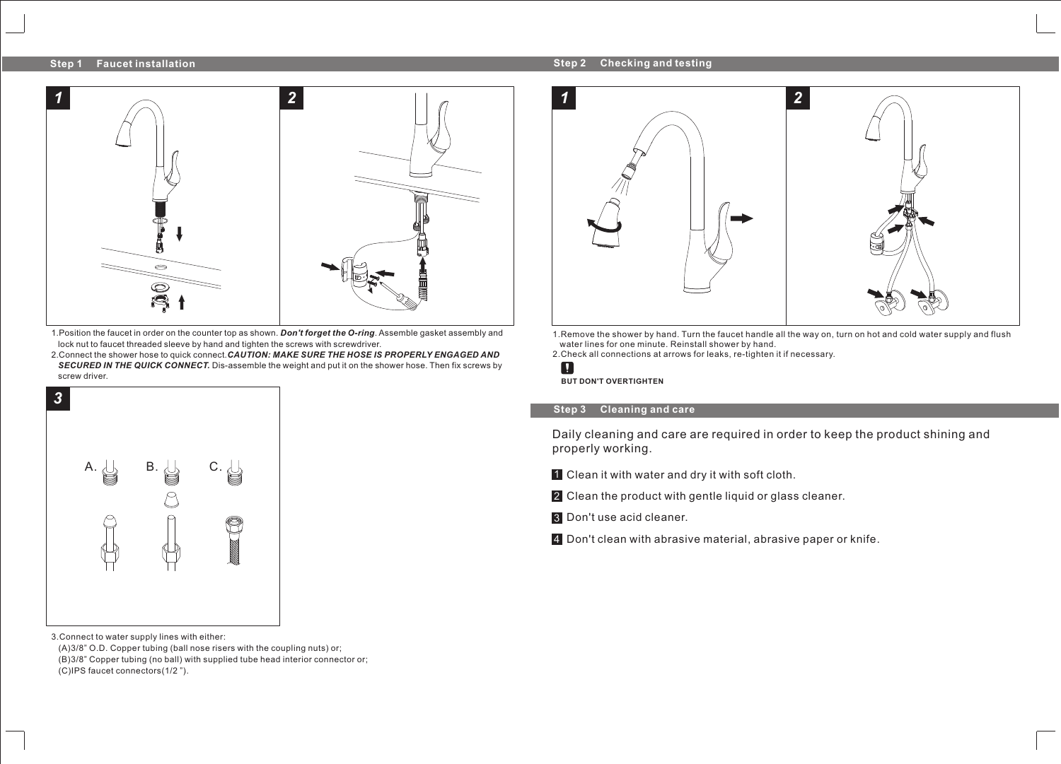## Step 1 Faucet installation

1

2

1. Position the faucet in order on the counter top as shown. ***Don't forget the O-ring***. Assemble gasket assembly and lock nut to faucet threaded sleeve by hand and tighten the screws with screwdriver.
2. Connect the shower hose to quick connect. ***CAUTION: MAKE SURE THE HOSE IS PROPERLY ENGAGED AND SECURED IN THE QUICK CONNECT.*** Dis-assemble the weight and put it on the shower hose. Then fix screws by screw driver.

3

A. B. C.

3. Connect to water supply lines with either:
   (A)3/8" O.D. Copper tubing (ball nose risers with the coupling nuts) or;
   (B)3/8" Copper tubing (no ball) with supplied tube head interior connector or;
   (C)IPS faucet connectors(1/2 ").

## Step 2 Checking and testing

1

2

1. Remove the shower by hand. Turn the faucet handle all the way on, turn on hot and cold water supply and flush water lines for one minute. Reinstall shower by hand.
2. Check all connections at arrows for leaks, re-tighten it if necessary.

**BUT DON'T OVERTIGHTEN**

## Step 3 Cleaning and care

Daily cleaning and care are required in order to keep the product shining and properly working.

1. Clean it with water and dry it with soft cloth.
2. Clean the product with gentle liquid or glass cleaner.
3. Don't use acid cleaner.
4. Don't clean with abrasive material, abrasive paper or knife.